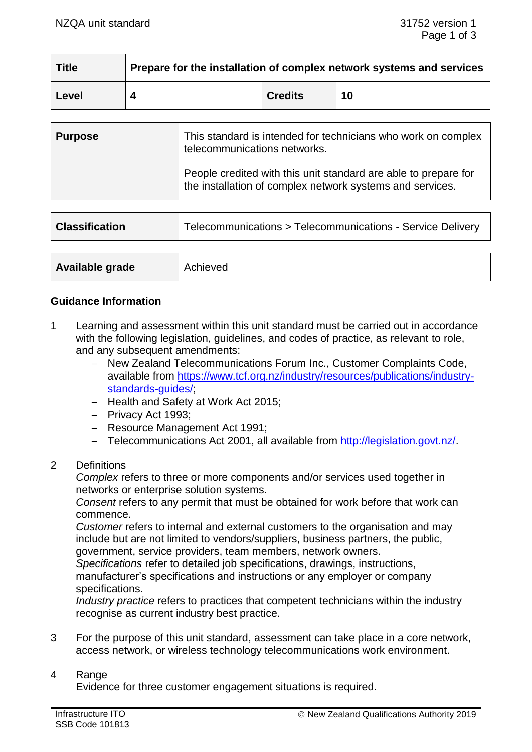| Title | Prepare for the installation of complex network systems and services | | |
|---|---|---|---|
| Level | 4 | Credits | 10 |

| Purpose | This standard is intended for technicians who work on complex telecommunications networks.<br><br>People credited with this unit standard are able to prepare for the installation of complex network systems and services. |
|---|---|

| Classification | Telecommunications > Telecommunications - Service Delivery |
|---|---|

| Available grade | Achieved |
|---|---|

## Guidance Information

1 Learning and assessment within this unit standard must be carried out in accordance with the following legislation, guidelines, and codes of practice, as relevant to role, and any subsequent amendments:
   - New Zealand Telecommunications Forum Inc., Customer Complaints Code, available from https://www.tcf.org.nz/industry/resources/publications/industry-standards-guides/;
   - Health and Safety at Work Act 2015;
   - Privacy Act 1993;
   - Resource Management Act 1991;
   - Telecommunications Act 2001, all available from http://legislation.govt.nz/.

2 Definitions
   *Complex* refers to three or more components and/or services used together in networks or enterprise solution systems.
   *Consent* refers to any permit that must be obtained for work before that work can commence.
   *Customer* refers to internal and external customers to the organisation and may include but are not limited to vendors/suppliers, business partners, the public, government, service providers, team members, network owners.
   *Specifications* refer to detailed job specifications, drawings, instructions, manufacturer's specifications and instructions or any employer or company specifications.
   *Industry practice* refers to practices that competent technicians within the industry recognise as current industry best practice.

3 For the purpose of this unit standard, assessment can take place in a core network, access network, or wireless technology telecommunications work environment.

4 Range
   Evidence for three customer engagement situations is required.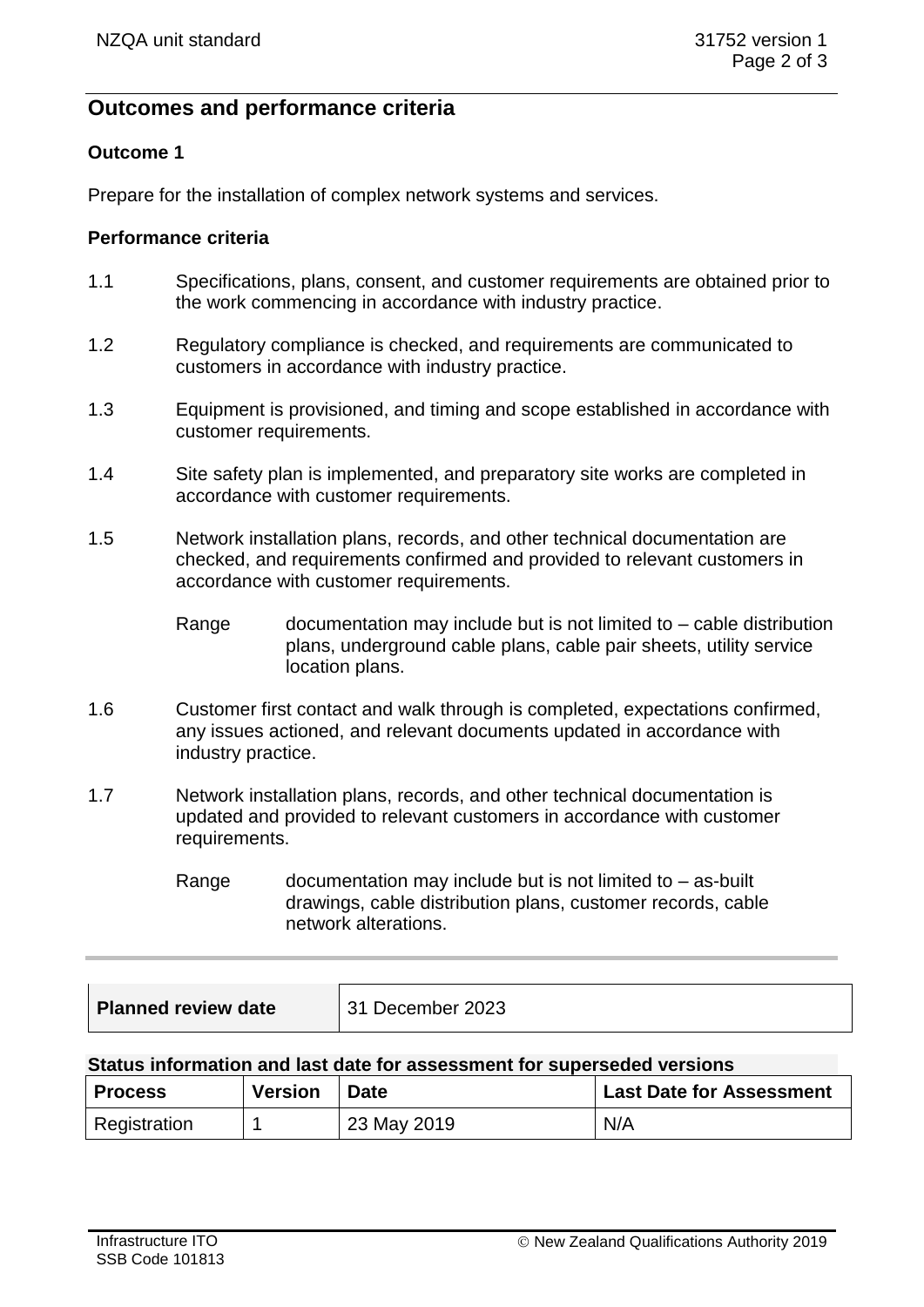## Outcomes and performance criteria

### Outcome 1

Prepare for the installation of complex network systems and services.

#### Performance criteria

1.1 Specifications, plans, consent, and customer requirements are obtained prior to the work commencing in accordance with industry practice.

1.2 Regulatory compliance is checked, and requirements are communicated to customers in accordance with industry practice.

1.3 Equipment is provisioned, and timing and scope established in accordance with customer requirements.

1.4 Site safety plan is implemented, and preparatory site works are completed in accordance with customer requirements.

1.5 Network installation plans, records, and other technical documentation are checked, and requirements confirmed and provided to relevant customers in accordance with customer requirements.

Range documentation may include but is not limited to – cable distribution plans, underground cable plans, cable pair sheets, utility service location plans.

1.6 Customer first contact and walk through is completed, expectations confirmed, any issues actioned, and relevant documents updated in accordance with industry practice.

1.7 Network installation plans, records, and other technical documentation is updated and provided to relevant customers in accordance with customer requirements.

Range documentation may include but is not limited to – as-built drawings, cable distribution plans, customer records, cable network alterations.

| **Planned review date** | 31 December 2023 |
|---|---|

**Status information and last date for assessment for superseded versions**

| Process | Version | Date | Last Date for Assessment |
|---|---|---|---|
| Registration | 1 | 23 May 2019 | N/A |

Infrastructure ITO
SSB Code 101813

© New Zealand Qualifications Authority 2019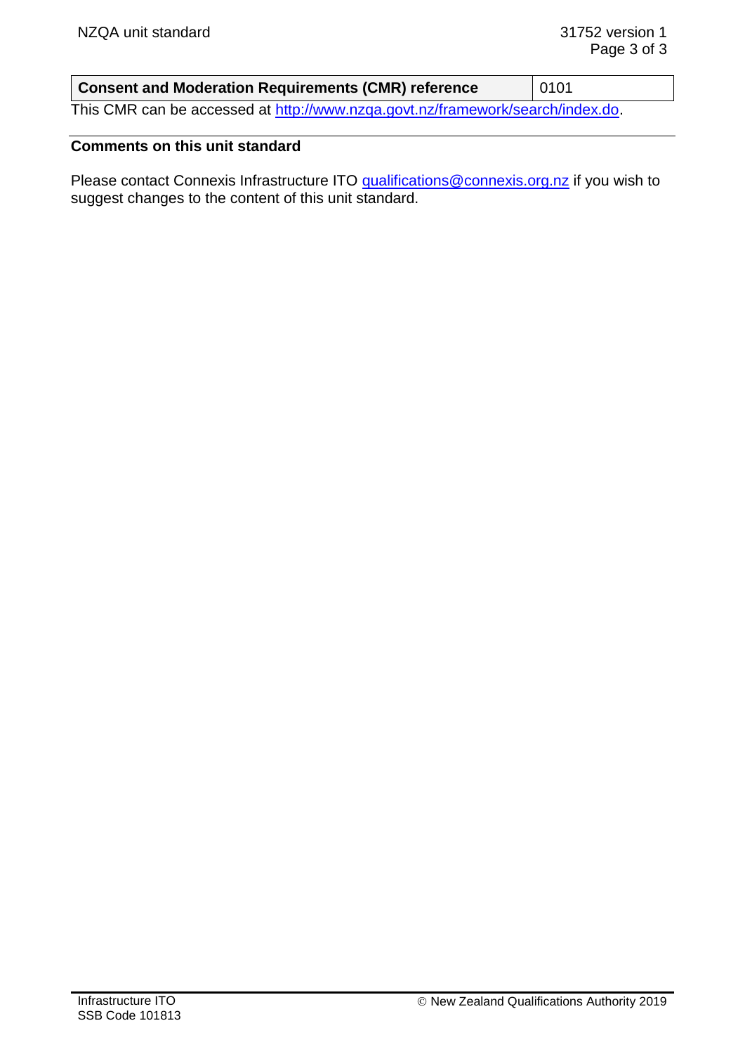| Consent and Moderation Requirements (CMR) reference | 0101 |
| --- | --- |

This CMR can be accessed at http://www.nzqa.govt.nz/framework/search/index.do.

**Comments on this unit standard**

Please contact Connexis Infrastructure ITO qualifications@connexis.org.nz if you wish to suggest changes to the content of this unit standard.